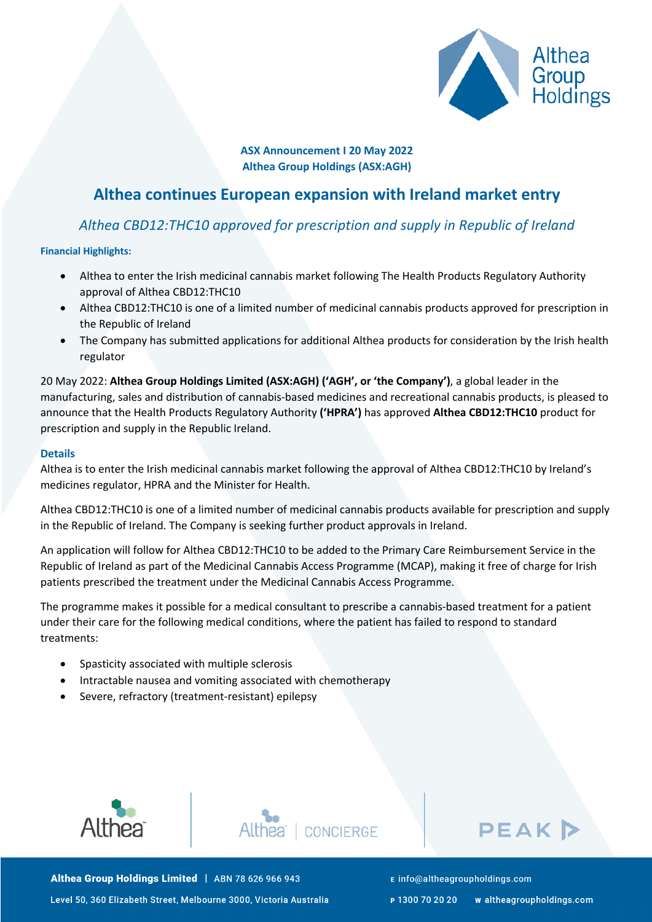**ASX Announcement I 20 May 2022**
**Althea Group Holdings (ASX:AGH)**

# Althea continues European expansion with Ireland market entry

*Althea CBD12:THC10 approved for prescription and supply in Republic of Ireland*

**Financial Highlights:**

- Althea to enter the Irish medicinal cannabis market following The Health Products Regulatory Authority approval of Althea CBD12:THC10
- Althea CBD12:THC10 is one of a limited number of medicinal cannabis products approved for prescription in the Republic of Ireland
- The Company has submitted applications for additional Althea products for consideration by the Irish health regulator

20 May 2022: **Althea Group Holdings Limited (ASX:AGH) ('AGH', or 'the Company')**, a global leader in the manufacturing, sales and distribution of cannabis-based medicines and recreational cannabis products, is pleased to announce that the Health Products Regulatory Authority **('HPRA')** has approved **Althea CBD12:THC10** product for prescription and supply in the Republic Ireland.

## Details

Althea is to enter the Irish medicinal cannabis market following the approval of Althea CBD12:THC10 by Ireland's medicines regulator, HPRA and the Minister for Health.

Althea CBD12:THC10 is one of a limited number of medicinal cannabis products available for prescription and supply in the Republic of Ireland. The Company is seeking further product approvals in Ireland.

An application will follow for Althea CBD12:THC10 to be added to the Primary Care Reimbursement Service in the Republic of Ireland as part of the Medicinal Cannabis Access Programme (MCAP), making it free of charge for Irish patients prescribed the treatment under the Medicinal Cannabis Access Programme.

The programme makes it possible for a medical consultant to prescribe a cannabis-based treatment for a patient under their care for the following medical conditions, where the patient has failed to respond to standard treatments:

- Spasticity associated with multiple sclerosis
- Intractable nausea and vomiting associated with chemotherapy
- Severe, refractory (treatment-resistant) epilepsy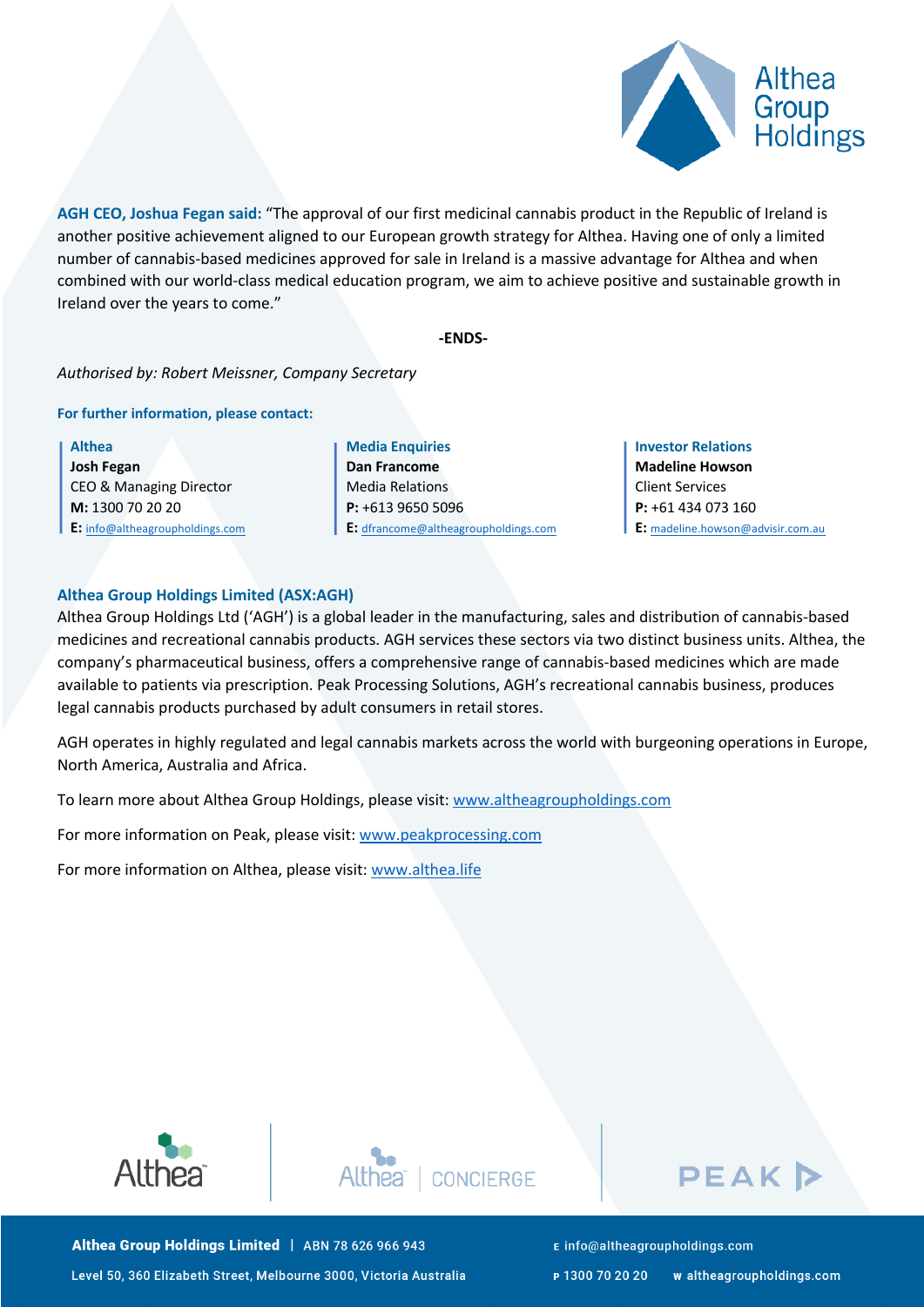**AGH CEO, Joshua Fegan said:** "The approval of our first medicinal cannabis product in the Republic of Ireland is another positive achievement aligned to our European growth strategy for Althea. Having one of only a limited number of cannabis-based medicines approved for sale in Ireland is a massive advantage for Althea and when combined with our world-class medical education program, we aim to achieve positive and sustainable growth in Ireland over the years to come."

**-ENDS-**

*Authorised by: Robert Meissner, Company Secretary*

**For further information, please contact:**

**Althea**
**Josh Fegan**
CEO & Managing Director
**M:** 1300 70 20 20
**E:** info@altheagroupholdings.com

**Media Enquiries**
**Dan Francome**
Media Relations
**P:** +613 9650 5096
**E:** dfrancome@altheagroupholdings.com

**Investor Relations**
**Madeline Howson**
Client Services
**P:** +61 434 073 160
**E:** madeline.howson@advisir.com.au

### Althea Group Holdings Limited (ASX:AGH)

Althea Group Holdings Ltd ('AGH') is a global leader in the manufacturing, sales and distribution of cannabis-based medicines and recreational cannabis products. AGH services these sectors via two distinct business units. Althea, the company's pharmaceutical business, offers a comprehensive range of cannabis-based medicines which are made available to patients via prescription. Peak Processing Solutions, AGH's recreational cannabis business, produces legal cannabis products purchased by adult consumers in retail stores.

AGH operates in highly regulated and legal cannabis markets across the world with burgeoning operations in Europe, North America, Australia and Africa.

To learn more about Althea Group Holdings, please visit: www.altheagroupholdings.com

For more information on Peak, please visit: www.peakprocessing.com

For more information on Althea, please visit: www.althea.life